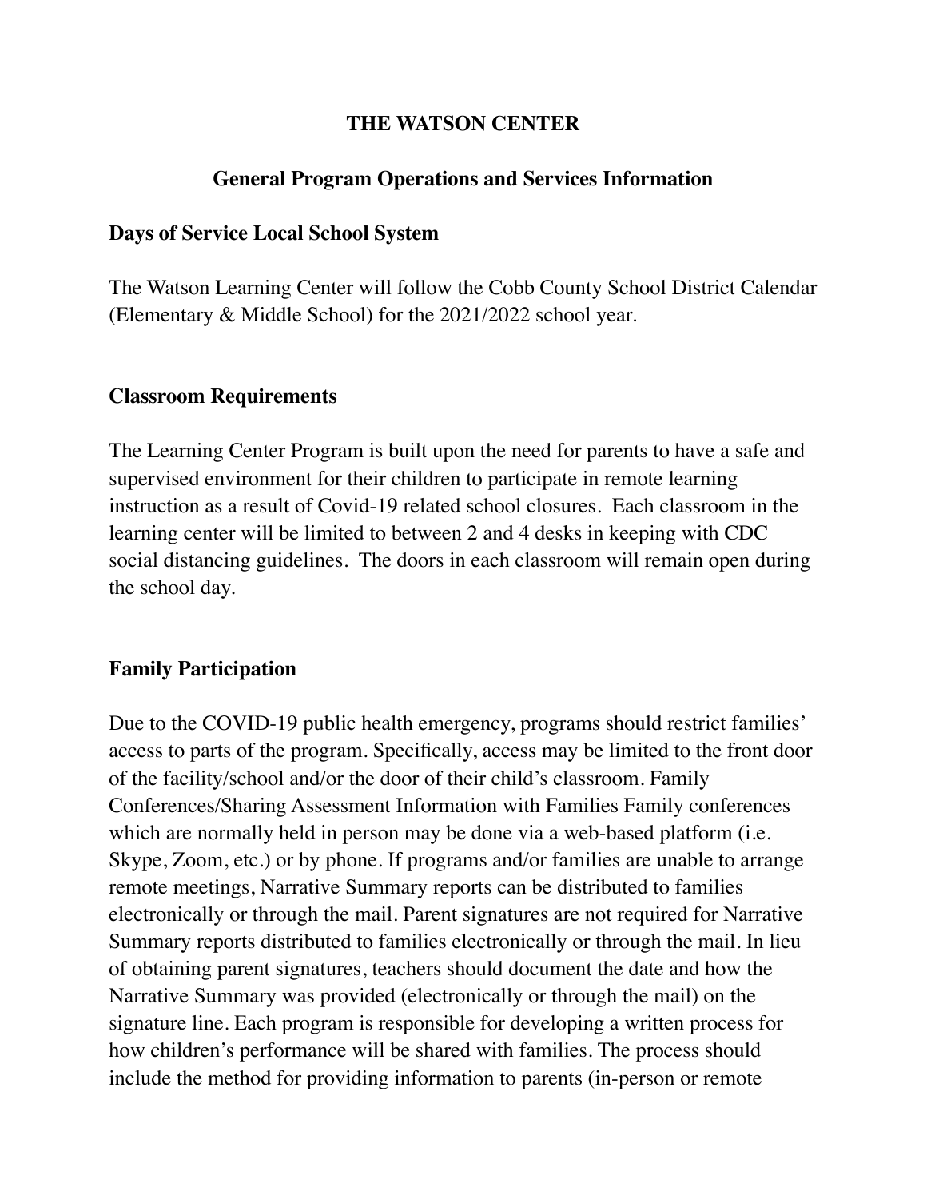# THE WATSON CENTER

## General Program Operations and Services Information

### Days of Service Local School System

The Watson Learning Center will follow the Cobb County School District Calendar (Elementary & Middle School) for the 2021/2022 school year.

### Classroom Requirements

The Learning Center Program is built upon the need for parents to have a safe and supervised environment for their children to participate in remote learning instruction as a result of Covid-19 related school closures. Each classroom in the learning center will be limited to between 2 and 4 desks in keeping with CDC social distancing guidelines. The doors in each classroom will remain open during the school day.

### Family Participation

Due to the COVID-19 public health emergency, programs should restrict families' access to parts of the program. Specifically, access may be limited to the front door of the facility/school and/or the door of their child's classroom. Family Conferences/Sharing Assessment Information with Families Family conferences which are normally held in person may be done via a web-based platform (i.e. Skype, Zoom, etc.) or by phone. If programs and/or families are unable to arrange remote meetings, Narrative Summary reports can be distributed to families electronically or through the mail. Parent signatures are not required for Narrative Summary reports distributed to families electronically or through the mail. In lieu of obtaining parent signatures, teachers should document the date and how the Narrative Summary was provided (electronically or through the mail) on the signature line. Each program is responsible for developing a written process for how children's performance will be shared with families. The process should include the method for providing information to parents (in-person or remote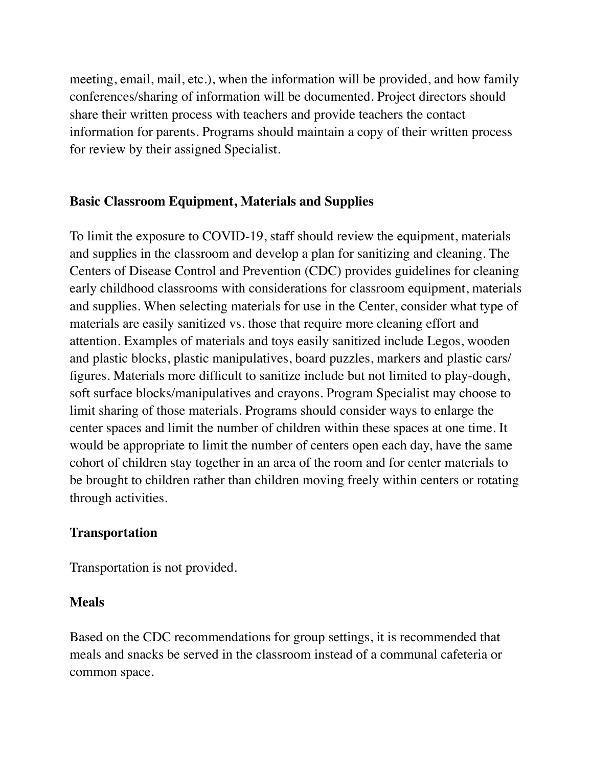meeting, email, mail, etc.), when the information will be provided, and how family conferences/sharing of information will be documented. Project directors should share their written process with teachers and provide teachers the contact information for parents. Programs should maintain a copy of their written process for review by their assigned Specialist.

### Basic Classroom Equipment, Materials and Supplies

To limit the exposure to COVID-19, staff should review the equipment, materials and supplies in the classroom and develop a plan for sanitizing and cleaning. The Centers of Disease Control and Prevention (CDC) provides guidelines for cleaning early childhood classrooms with considerations for classroom equipment, materials and supplies. When selecting materials for use in the Center, consider what type of materials are easily sanitized vs. those that require more cleaning effort and attention. Examples of materials and toys easily sanitized include Legos, wooden and plastic blocks, plastic manipulatives, board puzzles, markers and plastic cars/figures. Materials more difficult to sanitize include but not limited to play-dough, soft surface blocks/manipulatives and crayons. Program Specialist may choose to limit sharing of those materials. Programs should consider ways to enlarge the center spaces and limit the number of children within these spaces at one time. It would be appropriate to limit the number of centers open each day, have the same cohort of children stay together in an area of the room and for center materials to be brought to children rather than children moving freely within centers or rotating through activities.

### Transportation

Transportation is not provided.

### Meals

Based on the CDC recommendations for group settings, it is recommended that meals and snacks be served in the classroom instead of a communal cafeteria or common space.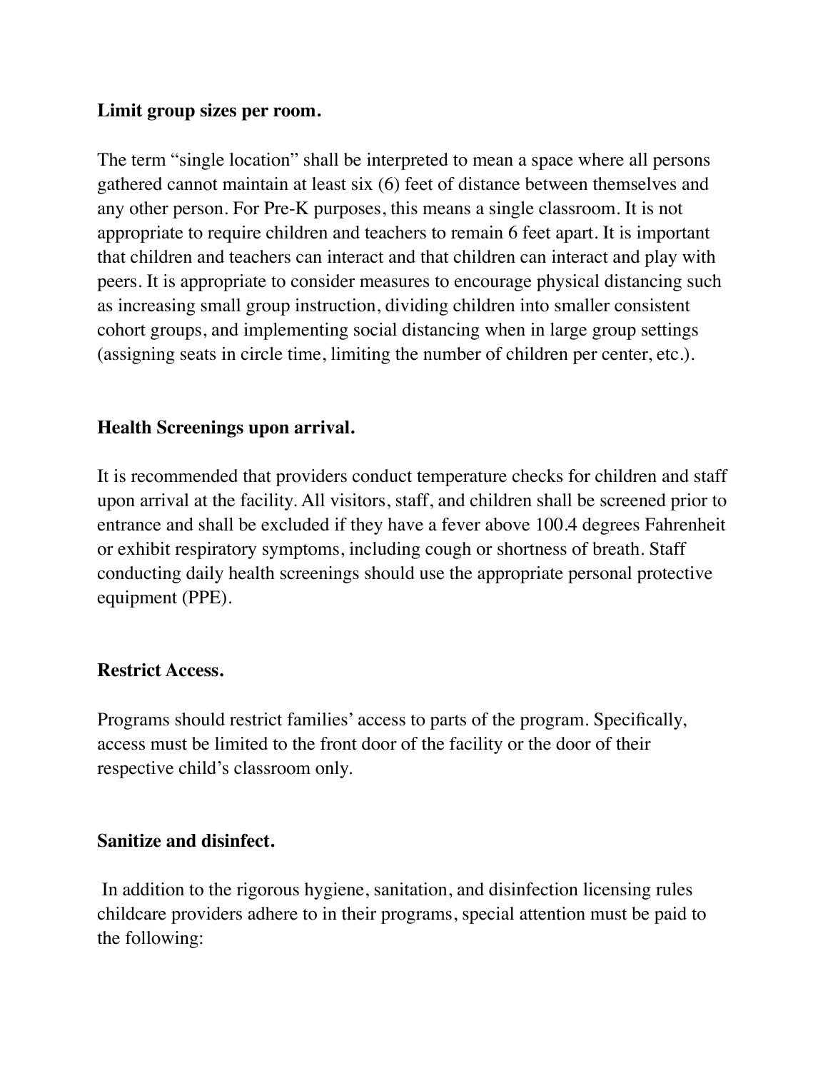**Limit group sizes per room.**

The term “single location” shall be interpreted to mean a space where all persons gathered cannot maintain at least six (6) feet of distance between themselves and any other person. For Pre-K purposes, this means a single classroom. It is not appropriate to require children and teachers to remain 6 feet apart. It is important that children and teachers can interact and that children can interact and play with peers. It is appropriate to consider measures to encourage physical distancing such as increasing small group instruction, dividing children into smaller consistent cohort groups, and implementing social distancing when in large group settings (assigning seats in circle time, limiting the number of children per center, etc.).

**Health Screenings upon arrival.**

It is recommended that providers conduct temperature checks for children and staff upon arrival at the facility. All visitors, staff, and children shall be screened prior to entrance and shall be excluded if they have a fever above 100.4 degrees Fahrenheit or exhibit respiratory symptoms, including cough or shortness of breath. Staff conducting daily health screenings should use the appropriate personal protective equipment (PPE).

**Restrict Access.**

Programs should restrict families’ access to parts of the program. Specifically, access must be limited to the front door of the facility or the door of their respective child’s classroom only.

**Sanitize and disinfect.**

In addition to the rigorous hygiene, sanitation, and disinfection licensing rules childcare providers adhere to in their programs, special attention must be paid to the following: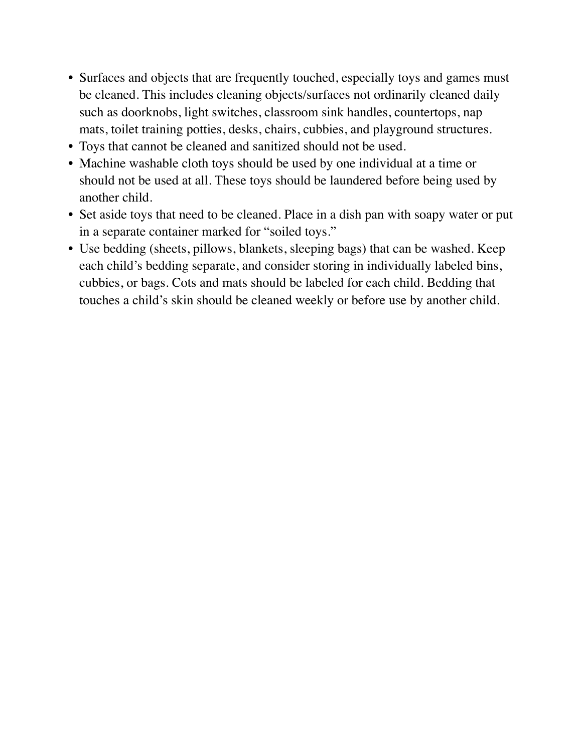- Surfaces and objects that are frequently touched, especially toys and games must be cleaned. This includes cleaning objects/surfaces not ordinarily cleaned daily such as doorknobs, light switches, classroom sink handles, countertops, nap mats, toilet training potties, desks, chairs, cubbies, and playground structures.
- Toys that cannot be cleaned and sanitized should not be used.
- Machine washable cloth toys should be used by one individual at a time or should not be used at all. These toys should be laundered before being used by another child.
- Set aside toys that need to be cleaned. Place in a dish pan with soapy water or put in a separate container marked for "soiled toys."
- Use bedding (sheets, pillows, blankets, sleeping bags) that can be washed. Keep each child's bedding separate, and consider storing in individually labeled bins, cubbies, or bags. Cots and mats should be labeled for each child. Bedding that touches a child's skin should be cleaned weekly or before use by another child.